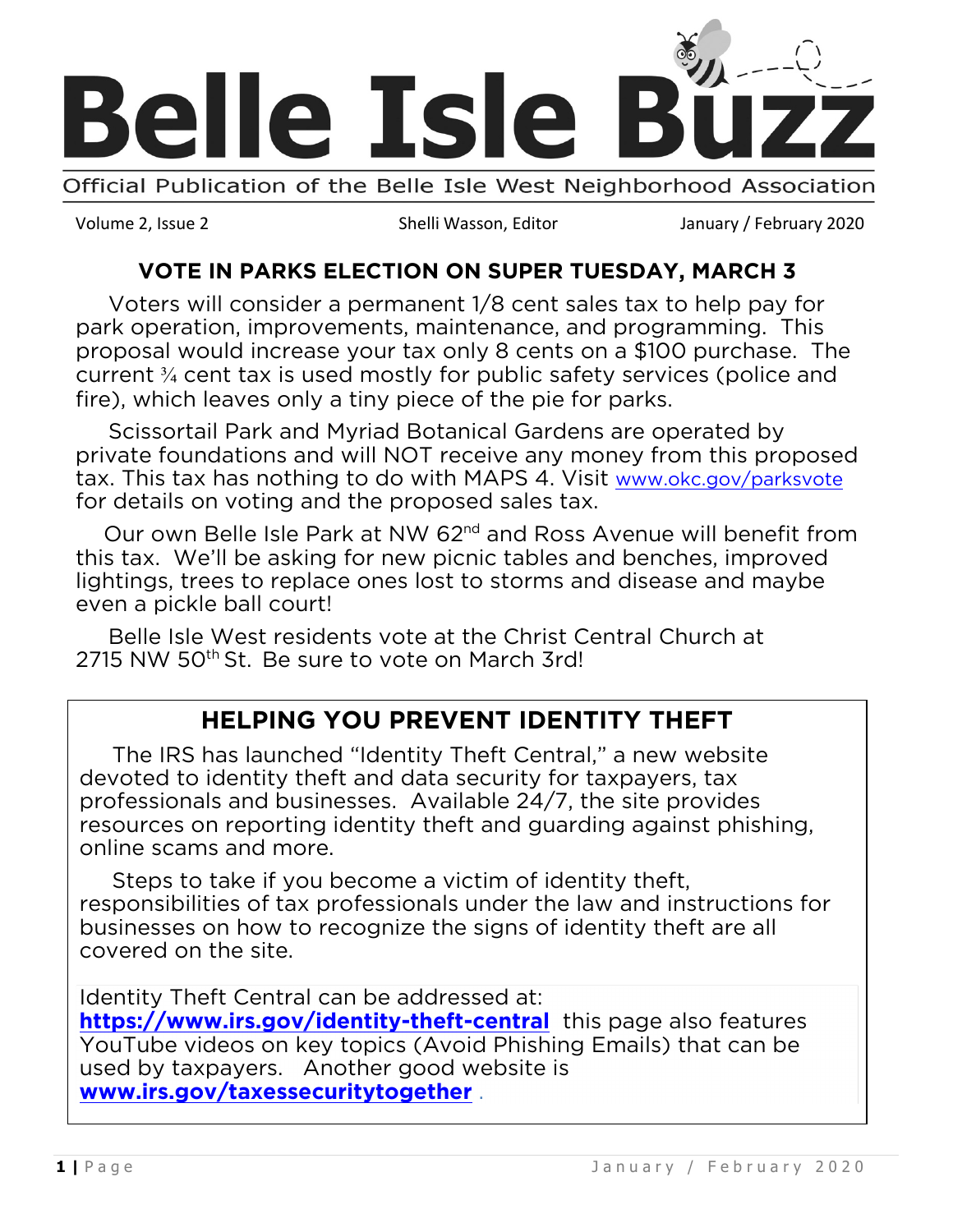# Belle Isle Buzz

Official Publication of the Belle Isle West Neighborhood Association

Volume 2, Issue 2 | Shelli Wasson, Editor | January / February 2020

## VOTE IN PARKS ELECTION ON SUPER TUESDAY, MARCH 3

Voters will consider a permanent 1/8 cent sales tax to help pay for park operation, improvements, maintenance, and programming. This proposal would increase your tax only 8 cents on a $100 purchase. The current ¾ cent tax is used mostly for public safety services (police and fire), which leaves only a tiny piece of the pie for parks.

Scissortail Park and Myriad Botanical Gardens are operated by private foundations and will NOT receive any money from this proposed tax. This tax has nothing to do with MAPS 4. Visit www.okc.gov/parksvote for details on voting and the proposed sales tax.

Our own Belle Isle Park at NW 62nd and Ross Avenue will benefit from this tax. We'll be asking for new picnic tables and benches, improved lightings, trees to replace ones lost to storms and disease and maybe even a pickle ball court!

Belle Isle West residents vote at the Christ Central Church at 2715 NW 50th St. Be sure to vote on March 3rd!

## HELPING YOU PREVENT IDENTITY THEFT

The IRS has launched "Identity Theft Central," a new website devoted to identity theft and data security for taxpayers, tax professionals and businesses. Available 24/7, the site provides resources on reporting identity theft and guarding against phishing, online scams and more.

Steps to take if you become a victim of identity theft, responsibilities of tax professionals under the law and instructions for businesses on how to recognize the signs of identity theft are all covered on the site.

Identity Theft Central can be addressed at: **https://www.irs.gov/identity-theft-central** this page also features YouTube videos on key topics (Avoid Phishing Emails) that can be used by taxpayers. Another good website is **www.irs.gov/taxessecuritytogether** .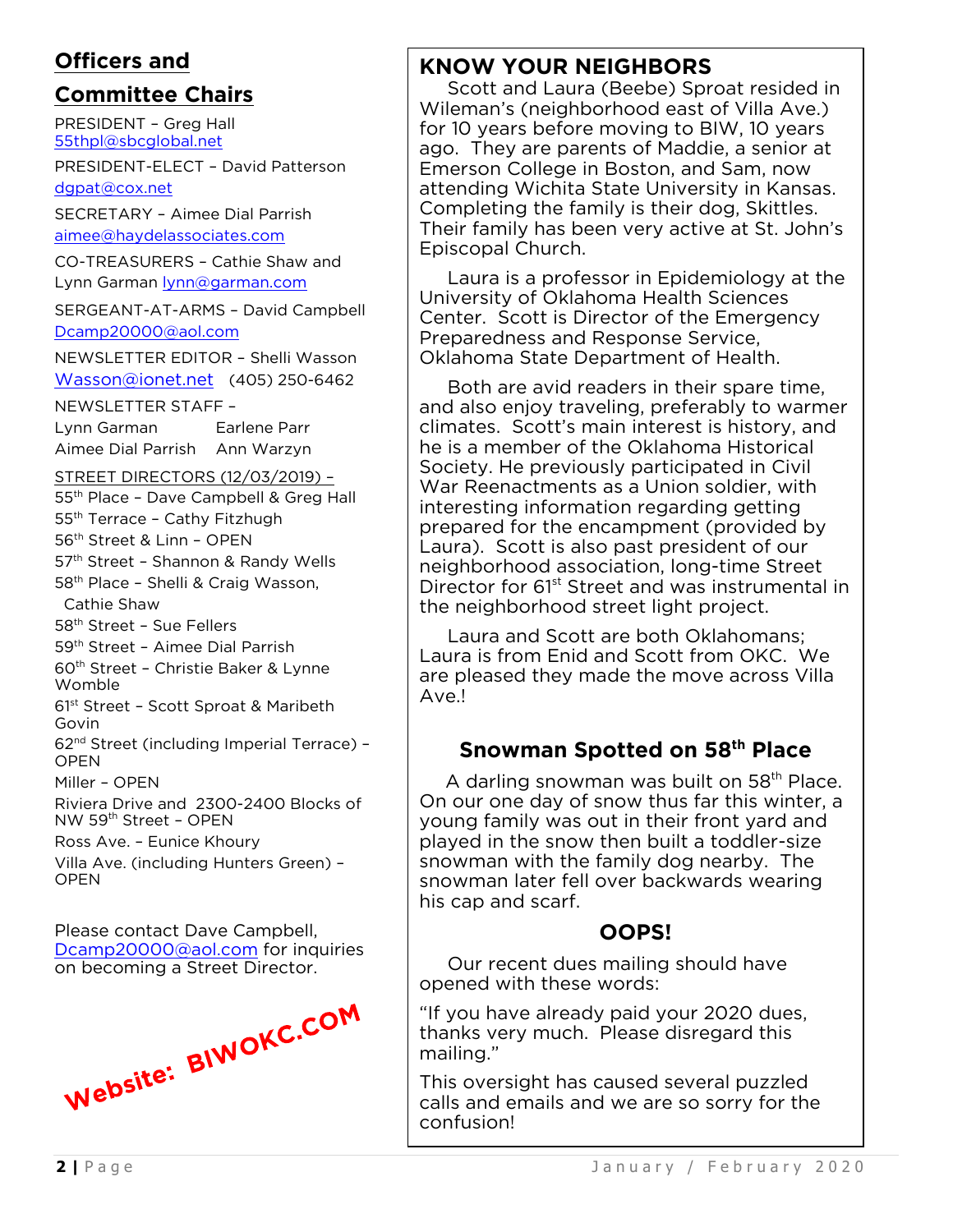## Officers and Committee Chairs

PRESIDENT – Greg Hall
55thpl@sbcglobal.net

PRESIDENT-ELECT – David Patterson
dgpat@cox.net

SECRETARY – Aimee Dial Parrish
aimee@haydelassociates.com

CO-TREASURERS – Cathie Shaw and Lynn Garman lynn@garman.com

SERGEANT-AT-ARMS – David Campbell
Dcamp20000@aol.com

NEWSLETTER EDITOR – Shelli Wasson
Wasson@ionet.net (405) 250-6462

NEWSLETTER STAFF –
Lynn Garman    Earlene Parr
Aimee Dial Parrish    Ann Warzyn

STREET DIRECTORS (12/03/2019) –

55th Place – Dave Campbell & Greg Hall
55th Terrace – Cathy Fitzhugh
56th Street & Linn – OPEN
57th Street – Shannon & Randy Wells
58th Place – Shelli & Craig Wasson, Cathie Shaw
58th Street – Sue Fellers
59th Street – Aimee Dial Parrish
60th Street – Christie Baker & Lynne Womble
61st Street – Scott Sproat & Maribeth Govin
62nd Street (including Imperial Terrace) – OPEN
Miller – OPEN
Riviera Drive and 2300-2400 Blocks of NW 59th Street – OPEN
Ross Ave. – Eunice Khoury
Villa Ave. (including Hunters Green) – OPEN

Please contact Dave Campbell, Dcamp20000@aol.com for inquiries on becoming a Street Director.

**Website: BIWOKC.COM**

## KNOW YOUR NEIGHBORS

Scott and Laura (Beebe) Sproat resided in Wileman's (neighborhood east of Villa Ave.) for 10 years before moving to BIW, 10 years ago. They are parents of Maddie, a senior at Emerson College in Boston, and Sam, now attending Wichita State University in Kansas. Completing the family is their dog, Skittles. Their family has been very active at St. John's Episcopal Church.

Laura is a professor in Epidemiology at the University of Oklahoma Health Sciences Center. Scott is Director of the Emergency Preparedness and Response Service, Oklahoma State Department of Health.

Both are avid readers in their spare time, and also enjoy traveling, preferably to warmer climates. Scott's main interest is history, and he is a member of the Oklahoma Historical Society. He previously participated in Civil War Reenactments as a Union soldier, with interesting information regarding getting prepared for the encampment (provided by Laura). Scott is also past president of our neighborhood association, long-time Street Director for 61st Street and was instrumental in the neighborhood street light project.

Laura and Scott are both Oklahomans; Laura is from Enid and Scott from OKC. We are pleased they made the move across Villa Ave.!

## Snowman Spotted on 58th Place

A darling snowman was built on 58th Place. On our one day of snow thus far this winter, a young family was out in their front yard and played in the snow then built a toddler-size snowman with the family dog nearby. The snowman later fell over backwards wearing his cap and scarf.

## OOPS!

Our recent dues mailing should have opened with these words:

"If you have already paid your 2020 dues, thanks very much. Please disregard this mailing."

This oversight has caused several puzzled calls and emails and we are so sorry for the confusion!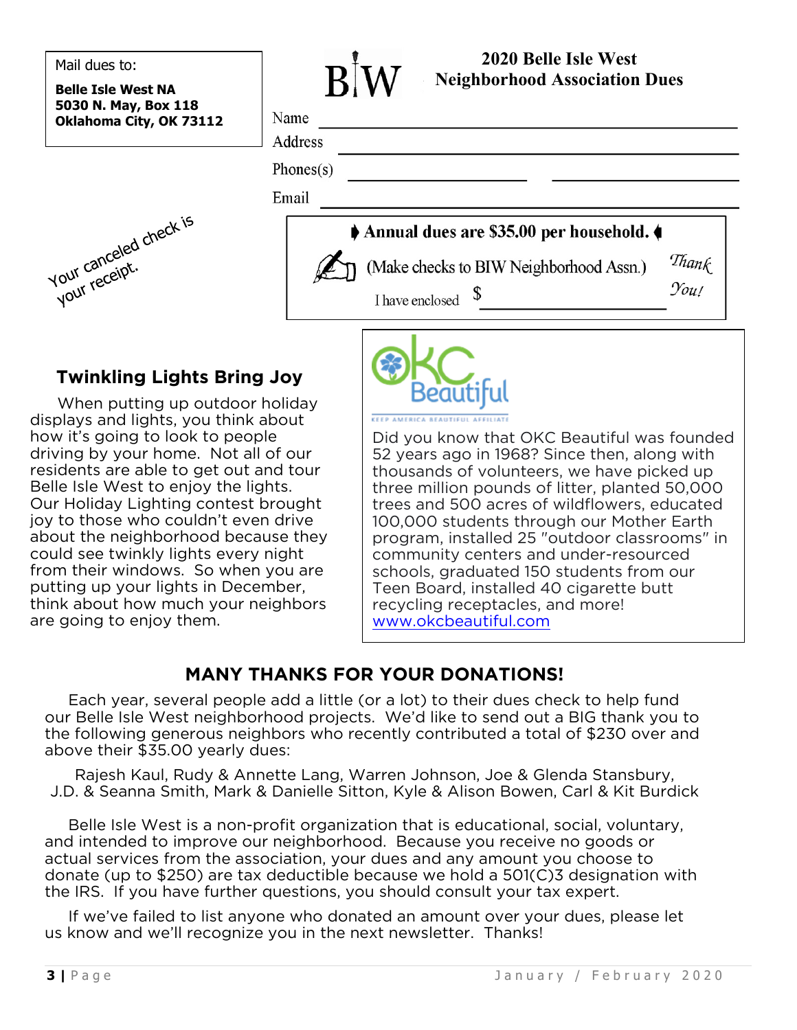Mail dues to:

**Belle Isle West NA**
**5030 N. May, Box 118**
**Oklahoma City, OK 73112**

BIW

## 2020 Belle Isle West Neighborhood Association Dues

Name ______________________________

Address ______________________________

Phones(s) ______________ ______________

Email ______________________________

Your canceled check is your receipt.

**Annual dues are $35.00 per household.**

(Make checks to BIW Neighborhood Assn.)

I have enclosed $ ______________

*Thank You!*

## Twinkling Lights Bring Joy

When putting up outdoor holiday displays and lights, you think about how it's going to look to people driving by your home. Not all of our residents are able to get out and tour Belle Isle West to enjoy the lights. Our Holiday Lighting contest brought joy to those who couldn't even drive about the neighborhood because they could see twinkly lights every night from their windows. So when you are putting up your lights in December, think about how much your neighbors are going to enjoy them.

OKC Beautiful
KEEP AMERICA BEAUTIFUL AFFILIATE

Did you know that OKC Beautiful was founded 52 years ago in 1968? Since then, along with thousands of volunteers, we have picked up three million pounds of litter, planted 50,000 trees and 500 acres of wildflowers, educated 100,000 students through our Mother Earth program, installed 25 "outdoor classrooms" in community centers and under-resourced schools, graduated 150 students from our Teen Board, installed 40 cigarette butt recycling receptacles, and more!
www.okcbeautiful.com

## MANY THANKS FOR YOUR DONATIONS!

Each year, several people add a little (or a lot) to their dues check to help fund our Belle Isle West neighborhood projects. We'd like to send out a BIG thank you to the following generous neighbors who recently contributed a total of $230 over and above their $35.00 yearly dues:

Rajesh Kaul, Rudy & Annette Lang, Warren Johnson, Joe & Glenda Stansbury, J.D. & Seanna Smith, Mark & Danielle Sitton, Kyle & Alison Bowen, Carl & Kit Burdick

Belle Isle West is a non-profit organization that is educational, social, voluntary, and intended to improve our neighborhood. Because you receive no goods or actual services from the association, your dues and any amount you choose to donate (up to $250) are tax deductible because we hold a 501(C)3 designation with the IRS. If you have further questions, you should consult your tax expert.

If we've failed to list anyone who donated an amount over your dues, please let us know and we'll recognize you in the next newsletter. Thanks!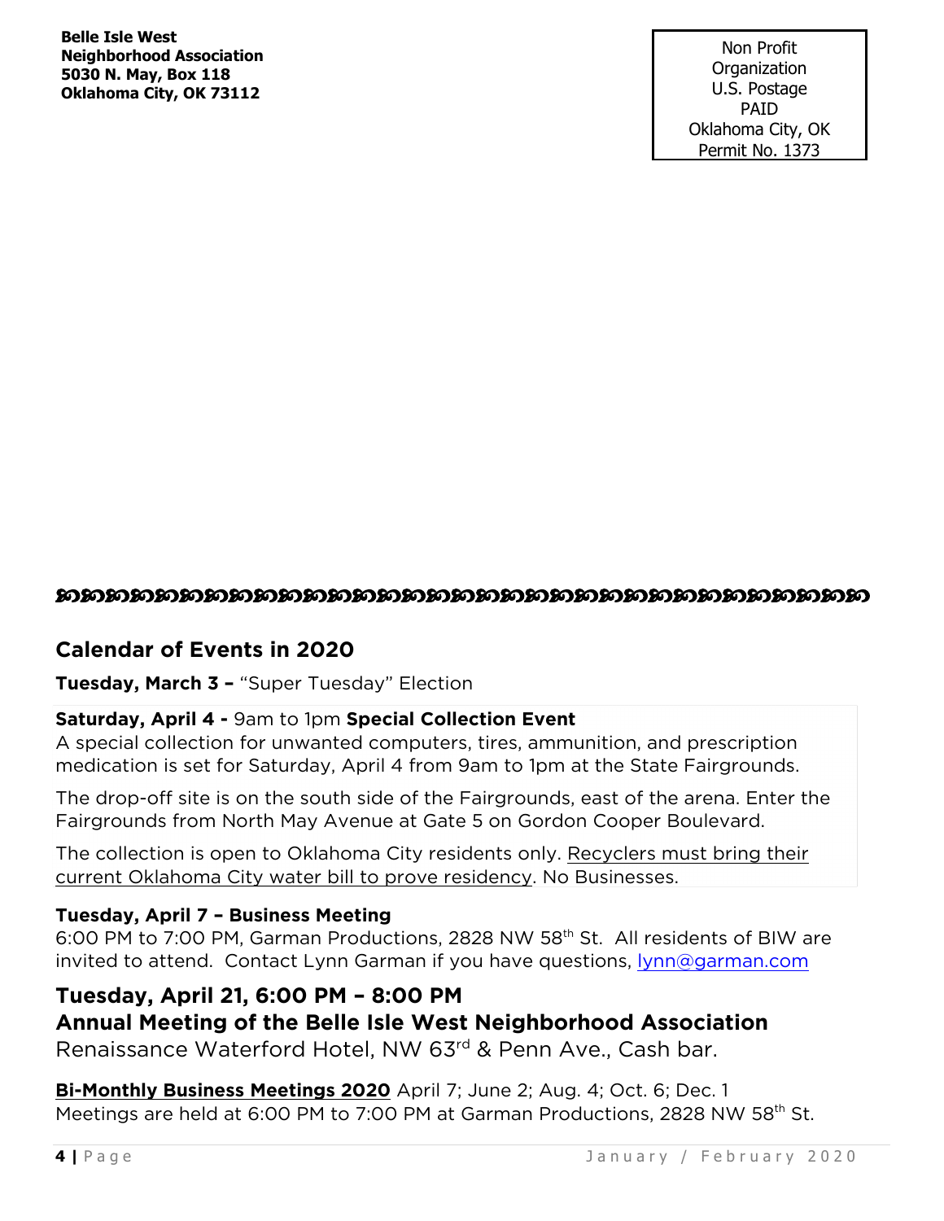**Belle Isle West**
**Neighborhood Association**
**5030 N. May, Box 118**
**Oklahoma City, OK 73112**

Non Profit
Organization
U.S. Postage
PAID
Oklahoma City, OK
Permit No. 1373

## Calendar of Events in 2020

**Tuesday, March 3 –** "Super Tuesday" Election

**Saturday, April 4 -** 9am to 1pm **Special Collection Event**
A special collection for unwanted computers, tires, ammunition, and prescription medication is set for Saturday, April 4 from 9am to 1pm at the State Fairgrounds.

The drop-off site is on the south side of the Fairgrounds, east of the arena. Enter the Fairgrounds from North May Avenue at Gate 5 on Gordon Cooper Boulevard.

The collection is open to Oklahoma City residents only. Recyclers must bring their current Oklahoma City water bill to prove residency. No Businesses.

**Tuesday, April 7 – Business Meeting**
6:00 PM to 7:00 PM, Garman Productions, 2828 NW 58th St. All residents of BIW are invited to attend. Contact Lynn Garman if you have questions, lynn@garman.com

### Tuesday, April 21, 6:00 PM – 8:00 PM
### Annual Meeting of the Belle Isle West Neighborhood Association
Renaissance Waterford Hotel, NW 63rd & Penn Ave., Cash bar.

**Bi-Monthly Business Meetings 2020** April 7; June 2; Aug. 4; Oct. 6; Dec. 1
Meetings are held at 6:00 PM to 7:00 PM at Garman Productions, 2828 NW 58th St.